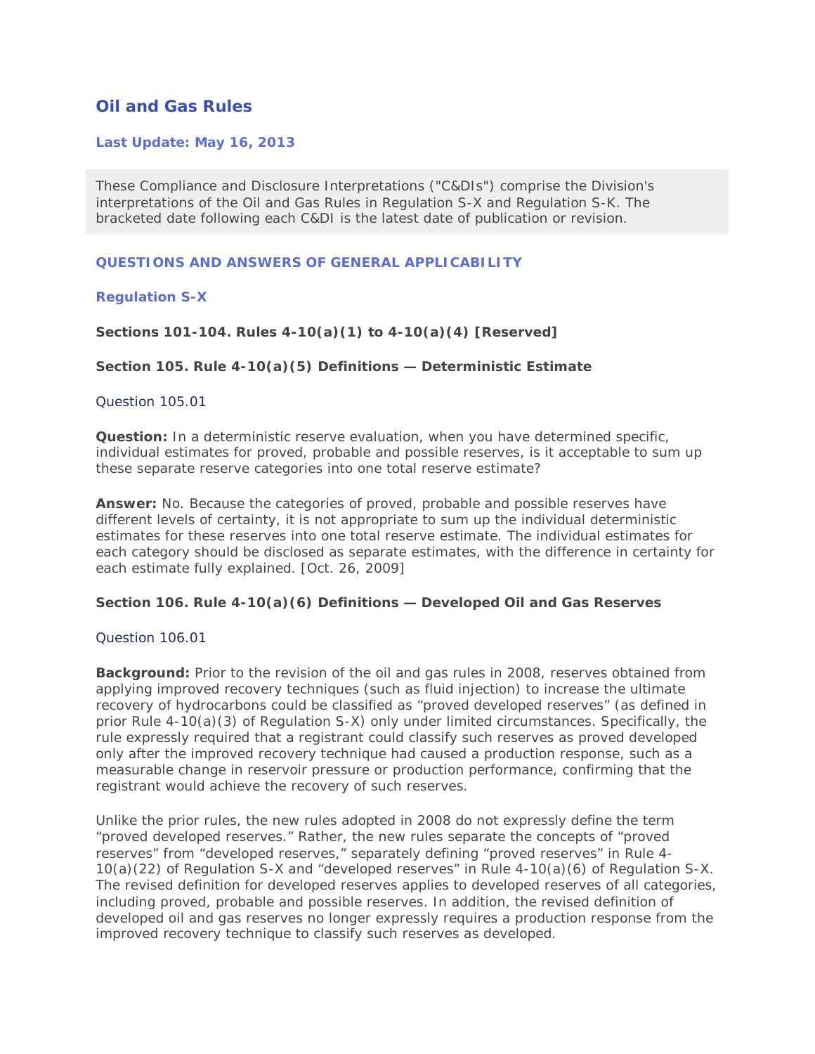# Oil and Gas Rules

### Last Update: May 16, 2013

These Compliance and Disclosure Interpretations ("C&DIs") comprise the Division's interpretations of the Oil and Gas Rules in Regulation S-X and Regulation S-K. The bracketed date following each C&DI is the latest date of publication or revision.

## QUESTIONS AND ANSWERS OF GENERAL APPLICABILITY

## Regulation S-X

### Sections 101-104. Rules 4-10(a)(1) to 4-10(a)(4) [Reserved]

### Section 105. Rule 4-10(a)(5) Definitions — Deterministic Estimate

Question 105.01

**Question:** In a deterministic reserve evaluation, when you have determined specific, individual estimates for proved, probable and possible reserves, is it acceptable to sum up these separate reserve categories into one total reserve estimate?

**Answer:** No. Because the categories of proved, probable and possible reserves have different levels of certainty, it is not appropriate to sum up the individual deterministic estimates for these reserves into one total reserve estimate. The individual estimates for each category should be disclosed as separate estimates, with the difference in certainty for each estimate fully explained. [Oct. 26, 2009]

### Section 106. Rule 4-10(a)(6) Definitions — Developed Oil and Gas Reserves

Question 106.01

**Background:** Prior to the revision of the oil and gas rules in 2008, reserves obtained from applying improved recovery techniques (such as fluid injection) to increase the ultimate recovery of hydrocarbons could be classified as "proved developed reserves" (as defined in prior Rule 4-10(a)(3) of Regulation S-X) only under limited circumstances. Specifically, the rule expressly required that a registrant could classify such reserves as proved developed only after the improved recovery technique had caused a production response, such as a measurable change in reservoir pressure or production performance, confirming that the registrant would achieve the recovery of such reserves.

Unlike the prior rules, the new rules adopted in 2008 do not expressly define the term "proved developed reserves." Rather, the new rules separate the concepts of "proved reserves" from "developed reserves," separately defining "proved reserves" in Rule 4-10(a)(22) of Regulation S-X and "developed reserves" in Rule 4-10(a)(6) of Regulation S-X. The revised definition for developed reserves applies to developed reserves of all categories, including proved, probable and possible reserves. In addition, the revised definition of developed oil and gas reserves no longer expressly requires a production response from the improved recovery technique to classify such reserves as developed.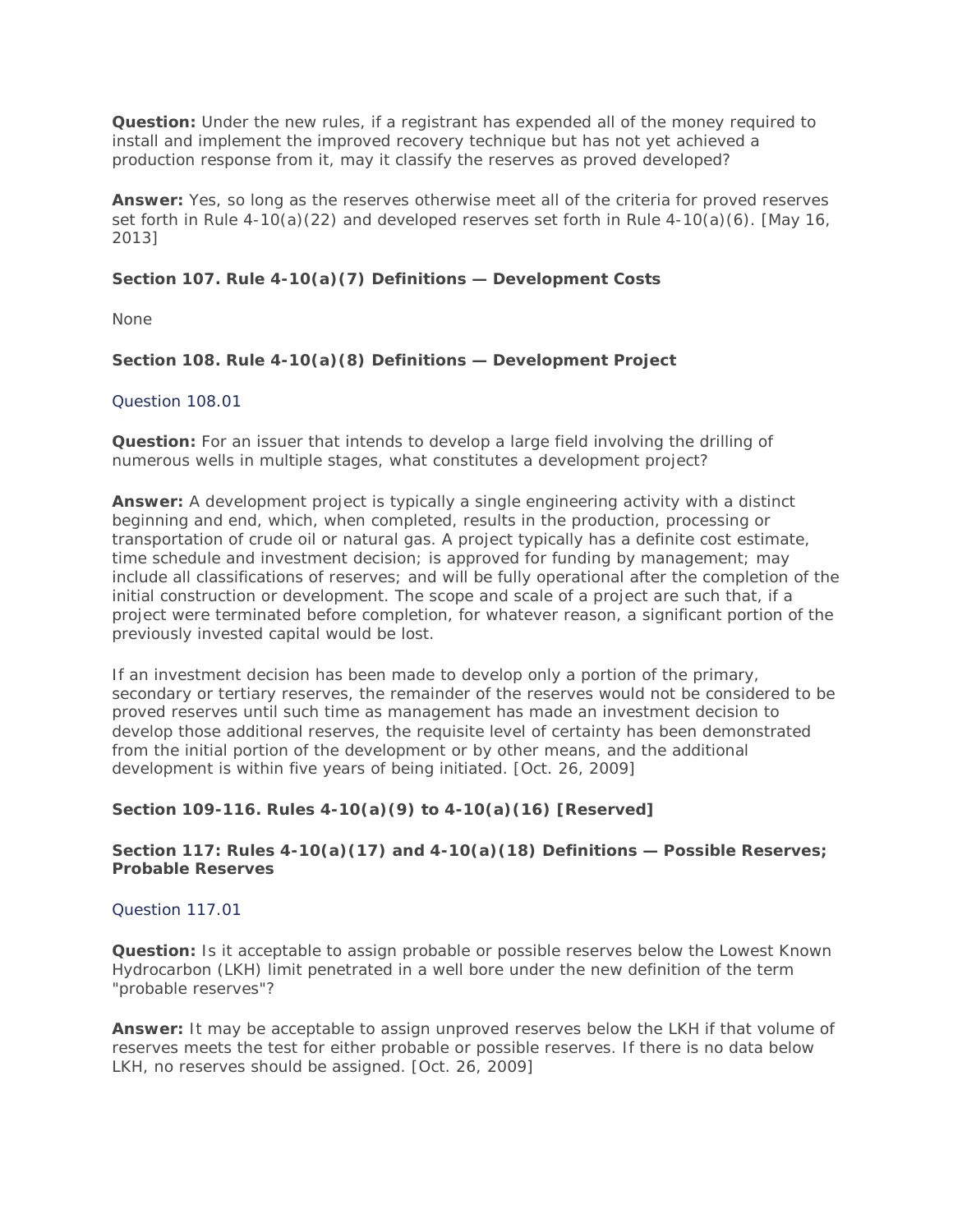**Question:** Under the new rules, if a registrant has expended all of the money required to install and implement the improved recovery technique but has not yet achieved a production response from it, may it classify the reserves as proved developed?

**Answer:** Yes, so long as the reserves otherwise meet all of the criteria for proved reserves set forth in Rule 4-10(a)(22) and developed reserves set forth in Rule 4-10(a)(6). [May 16, 2013]

### Section 107. Rule 4-10(a)(7) Definitions — Development Costs

None

### Section 108. Rule 4-10(a)(8) Definitions — Development Project

Question 108.01

**Question:** For an issuer that intends to develop a large field involving the drilling of numerous wells in multiple stages, what constitutes a development project?

**Answer:** A development project is typically a single engineering activity with a distinct beginning and end, which, when completed, results in the production, processing or transportation of crude oil or natural gas. A project typically has a definite cost estimate, time schedule and investment decision; is approved for funding by management; may include all classifications of reserves; and will be fully operational after the completion of the initial construction or development. The scope and scale of a project are such that, if a project were terminated before completion, for whatever reason, a significant portion of the previously invested capital would be lost.

If an investment decision has been made to develop only a portion of the primary, secondary or tertiary reserves, the remainder of the reserves would not be considered to be proved reserves until such time as management has made an investment decision to develop those additional reserves, the requisite level of certainty has been demonstrated from the initial portion of the development or by other means, and the additional development is within five years of being initiated. [Oct. 26, 2009]

### Section 109-116. Rules 4-10(a)(9) to 4-10(a)(16) [Reserved]

### Section 117: Rules 4-10(a)(17) and 4-10(a)(18) Definitions — Possible Reserves; Probable Reserves

Question 117.01

**Question:** Is it acceptable to assign probable or possible reserves below the Lowest Known Hydrocarbon (LKH) limit penetrated in a well bore under the new definition of the term "probable reserves"?

**Answer:** It may be acceptable to assign unproved reserves below the LKH if that volume of reserves meets the test for either probable or possible reserves. If there is no data below LKH, no reserves should be assigned. [Oct. 26, 2009]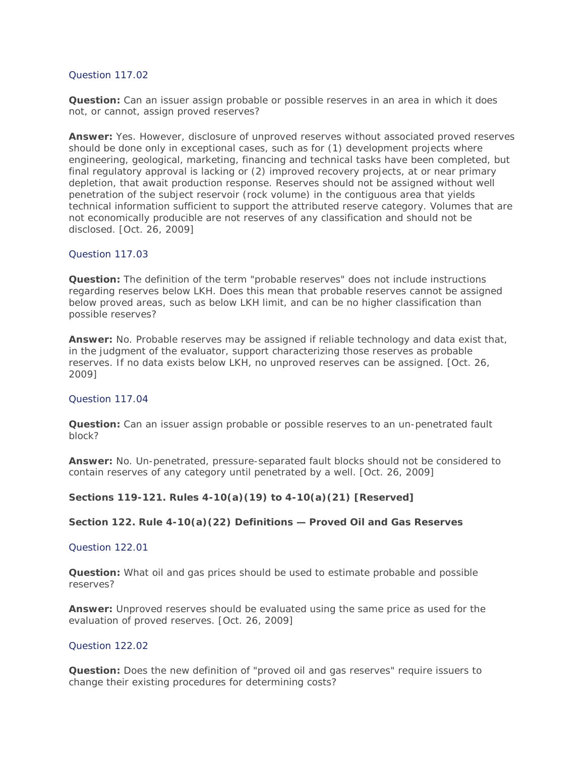Question 117.02

**Question:** Can an issuer assign probable or possible reserves in an area in which it does not, or cannot, assign proved reserves?

**Answer:** Yes. However, disclosure of unproved reserves without associated proved reserves should be done only in exceptional cases, such as for (1) development projects where engineering, geological, marketing, financing and technical tasks have been completed, but final regulatory approval is lacking or (2) improved recovery projects, at or near primary depletion, that await production response. Reserves should not be assigned without well penetration of the subject reservoir (rock volume) in the contiguous area that yields technical information sufficient to support the attributed reserve category. Volumes that are not economically producible are not reserves of any classification and should not be disclosed. [Oct. 26, 2009]

Question 117.03

**Question:** The definition of the term "probable reserves" does not include instructions regarding reserves below LKH. Does this mean that probable reserves cannot be assigned below proved areas, such as below LKH limit, and can be no higher classification than possible reserves?

**Answer:** No. Probable reserves may be assigned if reliable technology and data exist that, in the judgment of the evaluator, support characterizing those reserves as probable reserves. If no data exists below LKH, no unproved reserves can be assigned. [Oct. 26, 2009]

Question 117.04

**Question:** Can an issuer assign probable or possible reserves to an un-penetrated fault block?

**Answer:** No. Un-penetrated, pressure-separated fault blocks should not be considered to contain reserves of any category until penetrated by a well. [Oct. 26, 2009]

**Sections 119-121. Rules 4-10(a)(19) to 4-10(a)(21) [Reserved]**

**Section 122. Rule 4-10(a)(22) Definitions — Proved Oil and Gas Reserves**

Question 122.01

**Question:** What oil and gas prices should be used to estimate probable and possible reserves?

**Answer:** Unproved reserves should be evaluated using the same price as used for the evaluation of proved reserves. [Oct. 26, 2009]

Question 122.02

**Question:** Does the new definition of "proved oil and gas reserves" require issuers to change their existing procedures for determining costs?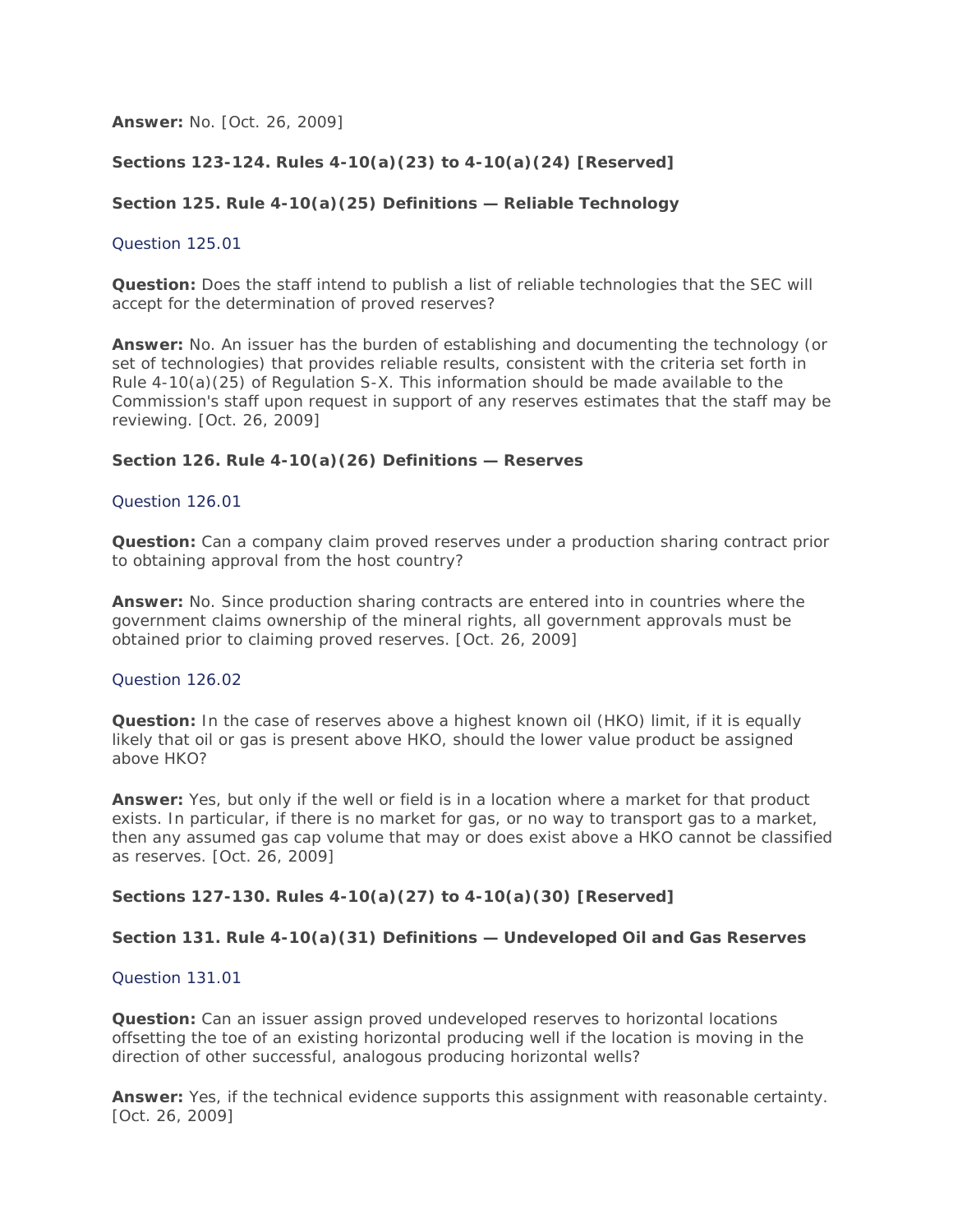**Answer:** No. [Oct. 26, 2009]

**Sections 123-124. Rules 4-10(a)(23) to 4-10(a)(24) [Reserved]**

**Section 125. Rule 4-10(a)(25) Definitions — Reliable Technology**

Question 125.01

**Question:** Does the staff intend to publish a list of reliable technologies that the SEC will accept for the determination of proved reserves?

**Answer:** No. An issuer has the burden of establishing and documenting the technology (or set of technologies) that provides reliable results, consistent with the criteria set forth in Rule 4-10(a)(25) of Regulation S-X. This information should be made available to the Commission's staff upon request in support of any reserves estimates that the staff may be reviewing. [Oct. 26, 2009]

**Section 126. Rule 4-10(a)(26) Definitions — Reserves**

Question 126.01

**Question:** Can a company claim proved reserves under a production sharing contract prior to obtaining approval from the host country?

**Answer:** No. Since production sharing contracts are entered into in countries where the government claims ownership of the mineral rights, all government approvals must be obtained prior to claiming proved reserves. [Oct. 26, 2009]

Question 126.02

**Question:** In the case of reserves above a highest known oil (HKO) limit, if it is equally likely that oil or gas is present above HKO, should the lower value product be assigned above HKO?

**Answer:** Yes, but only if the well or field is in a location where a market for that product exists. In particular, if there is no market for gas, or no way to transport gas to a market, then any assumed gas cap volume that may or does exist above a HKO cannot be classified as reserves. [Oct. 26, 2009]

**Sections 127-130. Rules 4-10(a)(27) to 4-10(a)(30) [Reserved]**

**Section 131. Rule 4-10(a)(31) Definitions — Undeveloped Oil and Gas Reserves**

Question 131.01

**Question:** Can an issuer assign proved undeveloped reserves to horizontal locations offsetting the toe of an existing horizontal producing well if the location is moving in the direction of other successful, analogous producing horizontal wells?

**Answer:** Yes, if the technical evidence supports this assignment with reasonable certainty. [Oct. 26, 2009]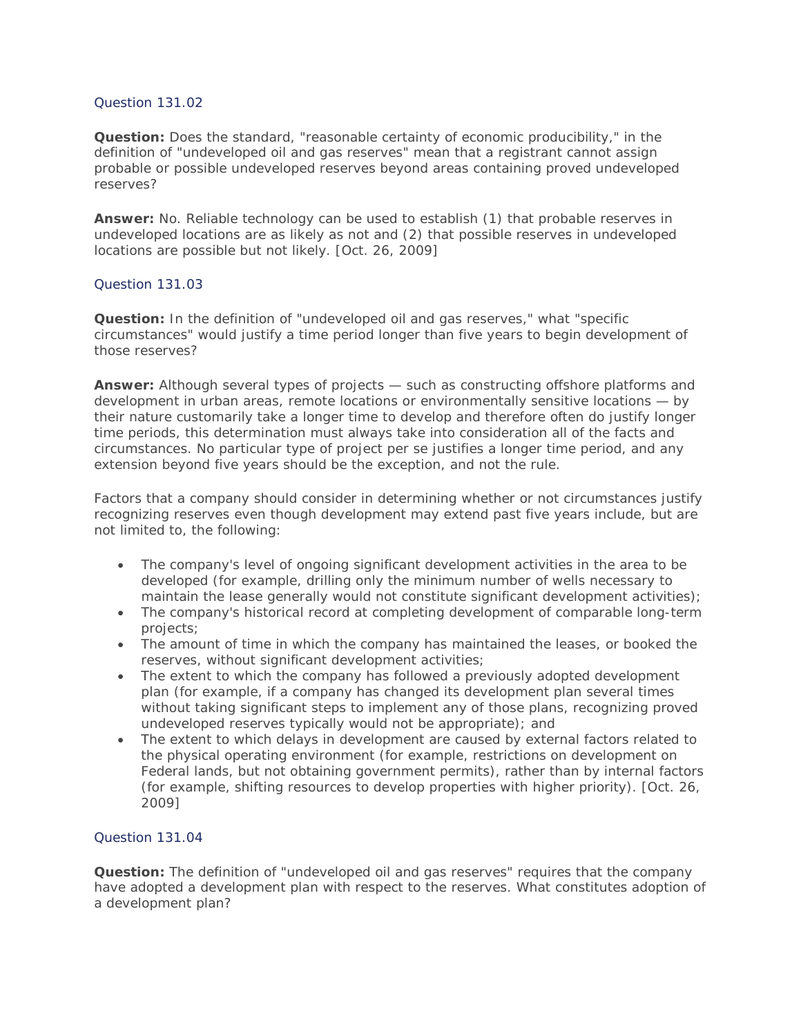### Question 131.02

**Question:** Does the standard, "reasonable certainty of economic producibility," in the definition of "undeveloped oil and gas reserves" mean that a registrant cannot assign probable or possible undeveloped reserves beyond areas containing proved undeveloped reserves?

**Answer:** No. Reliable technology can be used to establish (1) that probable reserves in undeveloped locations are as likely as not and (2) that possible reserves in undeveloped locations are possible but not likely. [Oct. 26, 2009]

### Question 131.03

**Question:** In the definition of "undeveloped oil and gas reserves," what "specific circumstances" would justify a time period longer than five years to begin development of those reserves?

**Answer:** Although several types of projects — such as constructing offshore platforms and development in urban areas, remote locations or environmentally sensitive locations — by their nature customarily take a longer time to develop and therefore often do justify longer time periods, this determination must always take into consideration all of the facts and circumstances. No particular type of project per se justifies a longer time period, and any extension beyond five years should be the exception, and not the rule.

Factors that a company should consider in determining whether or not circumstances justify recognizing reserves even though development may extend past five years include, but are not limited to, the following:

- The company's level of ongoing significant development activities in the area to be developed (for example, drilling only the minimum number of wells necessary to maintain the lease generally would not constitute significant development activities);
- The company's historical record at completing development of comparable long-term projects;
- The amount of time in which the company has maintained the leases, or booked the reserves, without significant development activities;
- The extent to which the company has followed a previously adopted development plan (for example, if a company has changed its development plan several times without taking significant steps to implement any of those plans, recognizing proved undeveloped reserves typically would not be appropriate); and
- The extent to which delays in development are caused by external factors related to the physical operating environment (for example, restrictions on development on Federal lands, but not obtaining government permits), rather than by internal factors (for example, shifting resources to develop properties with higher priority). [Oct. 26, 2009]

### Question 131.04

**Question:** The definition of "undeveloped oil and gas reserves" requires that the company have adopted a development plan with respect to the reserves. What constitutes adoption of a development plan?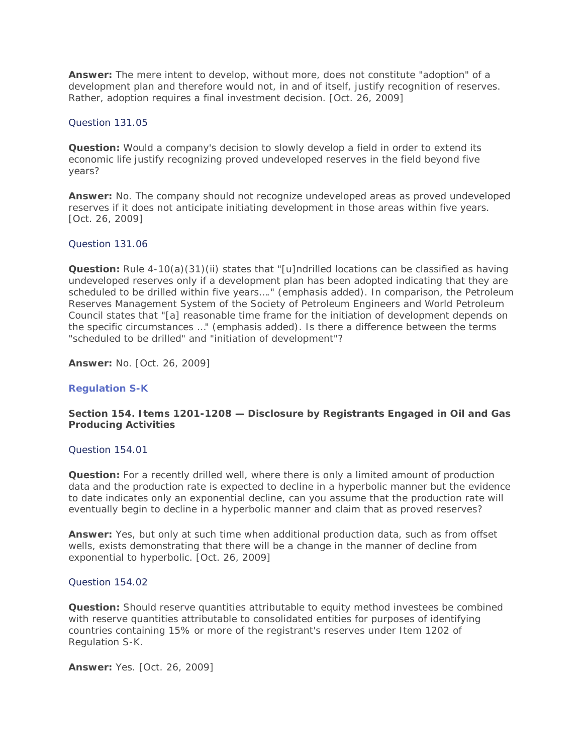**Answer:** The mere intent to develop, without more, does not constitute "adoption" of a development plan and therefore would not, in and of itself, justify recognition of reserves. Rather, adoption requires a final investment decision. [Oct. 26, 2009]

### Question 131.05

**Question:** Would a company's decision to slowly develop a field in order to extend its economic life justify recognizing proved undeveloped reserves in the field beyond five years?

**Answer:** No. The company should not recognize undeveloped areas as proved undeveloped reserves if it does not anticipate initiating development in those areas within five years. [Oct. 26, 2009]

### Question 131.06

**Question:** Rule 4-10(a)(31)(ii) states that "[u]ndrilled locations can be classified as having undeveloped reserves only if a development plan has been adopted indicating that they are scheduled to be drilled within five years…." (emphasis added). In comparison, the Petroleum Reserves Management System of the Society of Petroleum Engineers and World Petroleum Council states that "[a] reasonable time frame for the initiation of development depends on the specific circumstances …" (emphasis added). Is there a difference between the terms "scheduled to be drilled" and "initiation of development"?

**Answer:** No. [Oct. 26, 2009]

## Regulation S-K

### Section 154. Items 1201-1208 — Disclosure by Registrants Engaged in Oil and Gas Producing Activities

### Question 154.01

**Question:** For a recently drilled well, where there is only a limited amount of production data and the production rate is expected to decline in a hyperbolic manner but the evidence to date indicates only an exponential decline, can you assume that the production rate will eventually begin to decline in a hyperbolic manner and claim that as proved reserves?

**Answer:** Yes, but only at such time when additional production data, such as from offset wells, exists demonstrating that there will be a change in the manner of decline from exponential to hyperbolic. [Oct. 26, 2009]

### Question 154.02

**Question:** Should reserve quantities attributable to equity method investees be combined with reserve quantities attributable to consolidated entities for purposes of identifying countries containing 15% or more of the registrant's reserves under Item 1202 of Regulation S-K.

**Answer:** Yes. [Oct. 26, 2009]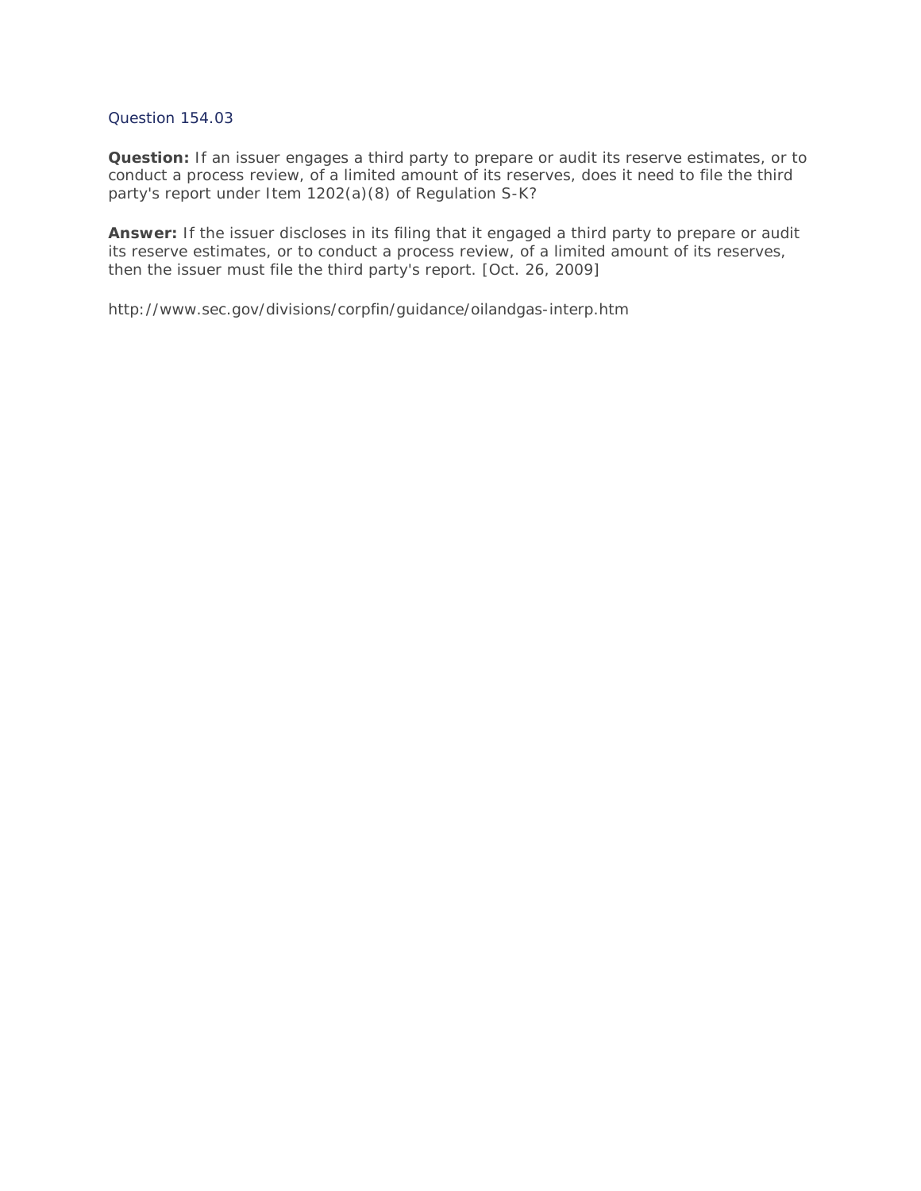## Question 154.03

**Question:** If an issuer engages a third party to prepare or audit its reserve estimates, or to conduct a process review, of a limited amount of its reserves, does it need to file the third party's report under Item 1202(a)(8) of Regulation S-K?

**Answer:** If the issuer discloses in its filing that it engaged a third party to prepare or audit its reserve estimates, or to conduct a process review, of a limited amount of its reserves, then the issuer must file the third party's report. [Oct. 26, 2009]

http://www.sec.gov/divisions/corpfin/guidance/oilandgas-interp.htm